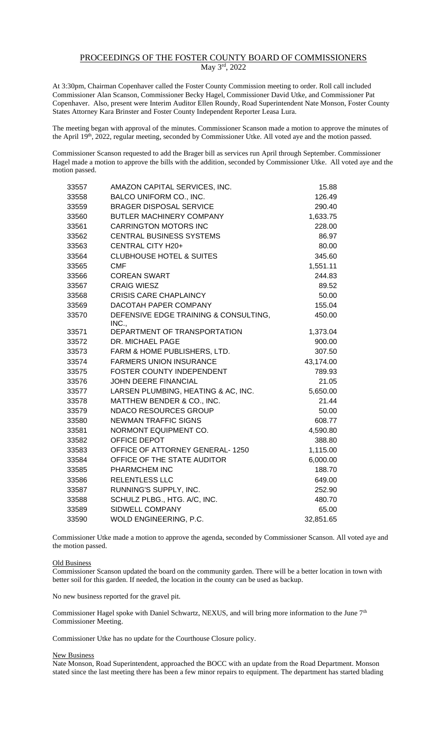# PROCEEDINGS OF THE FOSTER COUNTY BOARD OF COMMISSIONERS

May 3rd, 2022

At 3:30pm, Chairman Copenhaver called the Foster County Commission meeting to order. Roll call included Commissioner Alan Scanson, Commissioner Becky Hagel, Commissioner David Utke, and Commissioner Pat Copenhaver. Also, present were Interim Auditor Ellen Roundy, Road Superintendent Nate Monson, Foster County States Attorney Kara Brinster and Foster County Independent Reporter Leasa Lura.

The meeting began with approval of the minutes. Commissioner Scanson made a motion to approve the minutes of the April 19th, 2022, regular meeting, seconded by Commissioner Utke. All voted aye and the motion passed.

Commissioner Scanson requested to add the Brager bill as services run April through September. Commissioner Hagel made a motion to approve the bills with the addition, seconded by Commissioner Utke. All voted aye and the motion passed.

| | | |
|---|---|---|
| 33557 | AMAZON CAPITAL SERVICES, INC. | 15.88 |
| 33558 | BALCO UNIFORM CO., INC. | 126.49 |
| 33559 | BRAGER DISPOSAL SERVICE | 290.40 |
| 33560 | BUTLER MACHINERY COMPANY | 1,633.75 |
| 33561 | CARRINGTON MOTORS INC | 228.00 |
| 33562 | CENTRAL BUSINESS SYSTEMS | 86.97 |
| 33563 | CENTRAL CITY H20+ | 80.00 |
| 33564 | CLUBHOUSE HOTEL & SUITES | 345.60 |
| 33565 | CMF | 1,551.11 |
| 33566 | COREAN SWART | 244.83 |
| 33567 | CRAIG WIESZ | 89.52 |
| 33568 | CRISIS CARE CHAPLAINCY | 50.00 |
| 33569 | DACOTAH PAPER COMPANY | 155.04 |
| 33570 | DEFENSIVE EDGE TRAINING & CONSULTING, INC., | 450.00 |
| 33571 | DEPARTMENT OF TRANSPORTATION | 1,373.04 |
| 33572 | DR. MICHAEL PAGE | 900.00 |
| 33573 | FARM & HOME PUBLISHERS, LTD. | 307.50 |
| 33574 | FARMERS UNION INSURANCE | 43,174.00 |
| 33575 | FOSTER COUNTY INDEPENDENT | 789.93 |
| 33576 | JOHN DEERE FINANCIAL | 21.05 |
| 33577 | LARSEN PLUMBING, HEATING & AC, INC. | 5,650.00 |
| 33578 | MATTHEW BENDER & CO., INC. | 21.44 |
| 33579 | NDACO RESOURCES GROUP | 50.00 |
| 33580 | NEWMAN TRAFFIC SIGNS | 608.77 |
| 33581 | NORMONT EQUIPMENT CO. | 4,590.80 |
| 33582 | OFFICE DEPOT | 388.80 |
| 33583 | OFFICE OF ATTORNEY GENERAL- 1250 | 1,115.00 |
| 33584 | OFFICE OF THE STATE AUDITOR | 6,000.00 |
| 33585 | PHARMCHEM INC | 188.70 |
| 33586 | RELENTLESS LLC | 649.00 |
| 33587 | RUNNING'S SUPPLY, INC. | 252.90 |
| 33588 | SCHULZ PLBG., HTG. A/C, INC. | 480.70 |
| 33589 | SIDWELL COMPANY | 65.00 |
| 33590 | WOLD ENGINEERING, P.C. | 32,851.65 |

Commissioner Utke made a motion to approve the agenda, seconded by Commissioner Scanson. All voted aye and the motion passed.

## Old Business

Commissioner Scanson updated the board on the community garden. There will be a better location in town with better soil for this garden. If needed, the location in the county can be used as backup.

No new business reported for the gravel pit.

Commissioner Hagel spoke with Daniel Schwartz, NEXUS, and will bring more information to the June 7th Commissioner Meeting.

Commissioner Utke has no update for the Courthouse Closure policy.

## New Business

Nate Monson, Road Superintendent, approached the BOCC with an update from the Road Department. Monson stated since the last meeting there has been a few minor repairs to equipment. The department has started blading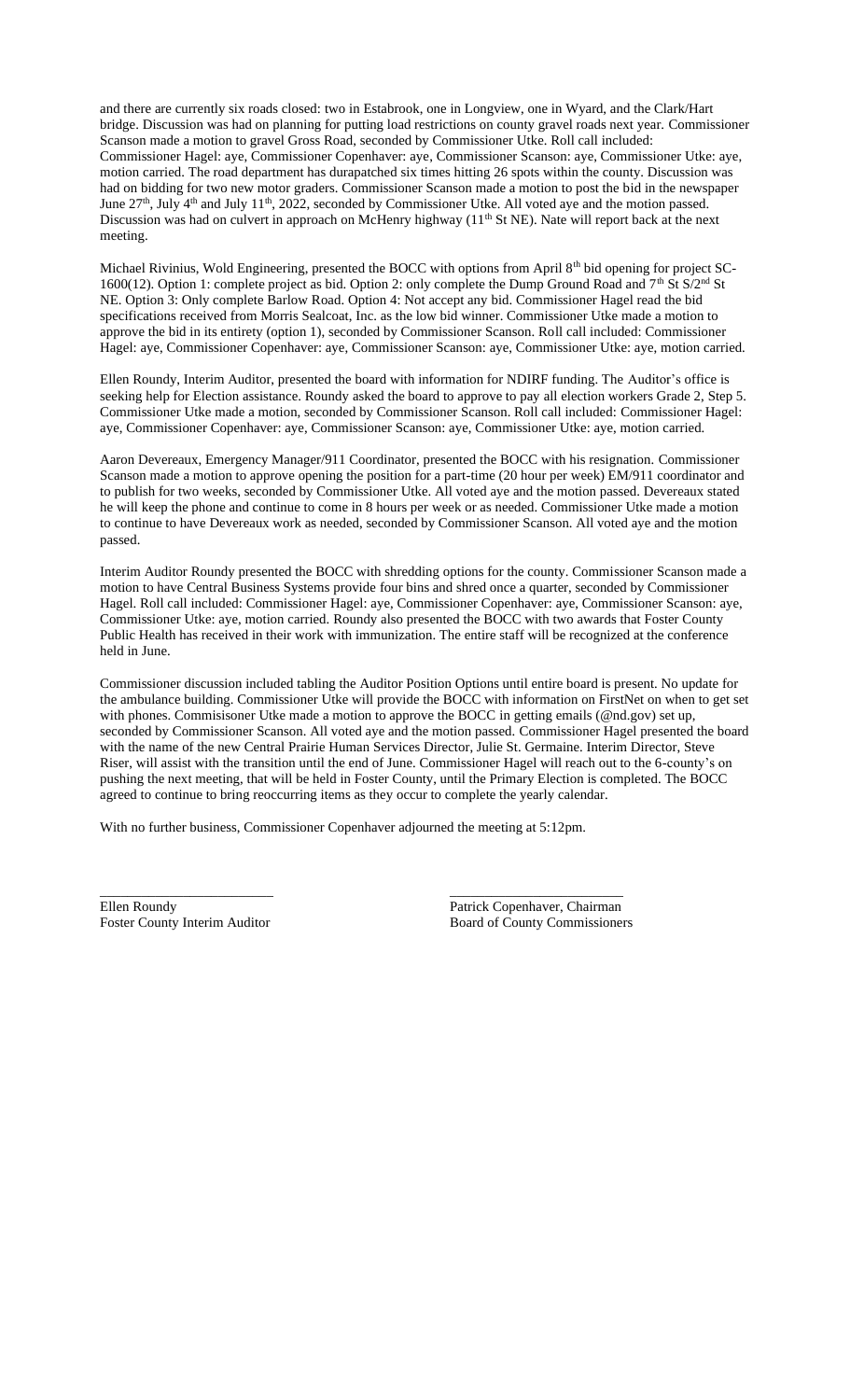and there are currently six roads closed: two in Estabrook, one in Longview, one in Wyard, and the Clark/Hart bridge. Discussion was had on planning for putting load restrictions on county gravel roads next year. Commissioner Scanson made a motion to gravel Gross Road, seconded by Commissioner Utke. Roll call included: Commissioner Hagel: aye, Commissioner Copenhaver: aye, Commissioner Scanson: aye, Commissioner Utke: aye, motion carried. The road department has durapatched six times hitting 26 spots within the county. Discussion was had on bidding for two new motor graders. Commissioner Scanson made a motion to post the bid in the newspaper June 27th, July 4th and July 11th, 2022, seconded by Commissioner Utke. All voted aye and the motion passed. Discussion was had on culvert in approach on McHenry highway (11th St NE). Nate will report back at the next meeting.

Michael Rivinius, Wold Engineering, presented the BOCC with options from April 8th bid opening for project SC-1600(12). Option 1: complete project as bid. Option 2: only complete the Dump Ground Road and 7th St S/2nd St NE. Option 3: Only complete Barlow Road. Option 4: Not accept any bid. Commissioner Hagel read the bid specifications received from Morris Sealcoat, Inc. as the low bid winner. Commissioner Utke made a motion to approve the bid in its entirety (option 1), seconded by Commissioner Scanson. Roll call included: Commissioner Hagel: aye, Commissioner Copenhaver: aye, Commissioner Scanson: aye, Commissioner Utke: aye, motion carried.

Ellen Roundy, Interim Auditor, presented the board with information for NDIRF funding. The Auditor's office is seeking help for Election assistance. Roundy asked the board to approve to pay all election workers Grade 2, Step 5. Commissioner Utke made a motion, seconded by Commissioner Scanson. Roll call included: Commissioner Hagel: aye, Commissioner Copenhaver: aye, Commissioner Scanson: aye, Commissioner Utke: aye, motion carried.

Aaron Devereaux, Emergency Manager/911 Coordinator, presented the BOCC with his resignation. Commissioner Scanson made a motion to approve opening the position for a part-time (20 hour per week) EM/911 coordinator and to publish for two weeks, seconded by Commissioner Utke. All voted aye and the motion passed. Devereaux stated he will keep the phone and continue to come in 8 hours per week or as needed. Commissioner Utke made a motion to continue to have Devereaux work as needed, seconded by Commissioner Scanson. All voted aye and the motion passed.

Interim Auditor Roundy presented the BOCC with shredding options for the county. Commissioner Scanson made a motion to have Central Business Systems provide four bins and shred once a quarter, seconded by Commissioner Hagel. Roll call included: Commissioner Hagel: aye, Commissioner Copenhaver: aye, Commissioner Scanson: aye, Commissioner Utke: aye, motion carried. Roundy also presented the BOCC with two awards that Foster County Public Health has received in their work with immunization. The entire staff will be recognized at the conference held in June.

Commissioner discussion included tabling the Auditor Position Options until entire board is present. No update for the ambulance building. Commissioner Utke will provide the BOCC with information on FirstNet on when to get set with phones. Commisisoner Utke made a motion to approve the BOCC in getting emails (@nd.gov) set up, seconded by Commissioner Scanson. All voted aye and the motion passed. Commissioner Hagel presented the board with the name of the new Central Prairie Human Services Director, Julie St. Germaine. Interim Director, Steve Riser, will assist with the transition until the end of June. Commissioner Hagel will reach out to the 6-county's on pushing the next meeting, that will be held in Foster County, until the Primary Election is completed. The BOCC agreed to continue to bring reoccurring items as they occur to complete the yearly calendar.

With no further business, Commissioner Copenhaver adjourned the meeting at 5:12pm.

\_\_\_\_\_\_\_\_\_\_\_\_\_\_\_\_\_\_\_\_\_\_\_\_\_
Ellen Roundy
Foster County Interim Auditor

\_\_\_\_\_\_\_\_\_\_\_\_\_\_\_\_\_\_\_\_\_\_\_\_\_
Patrick Copenhaver, Chairman
Board of County Commissioners